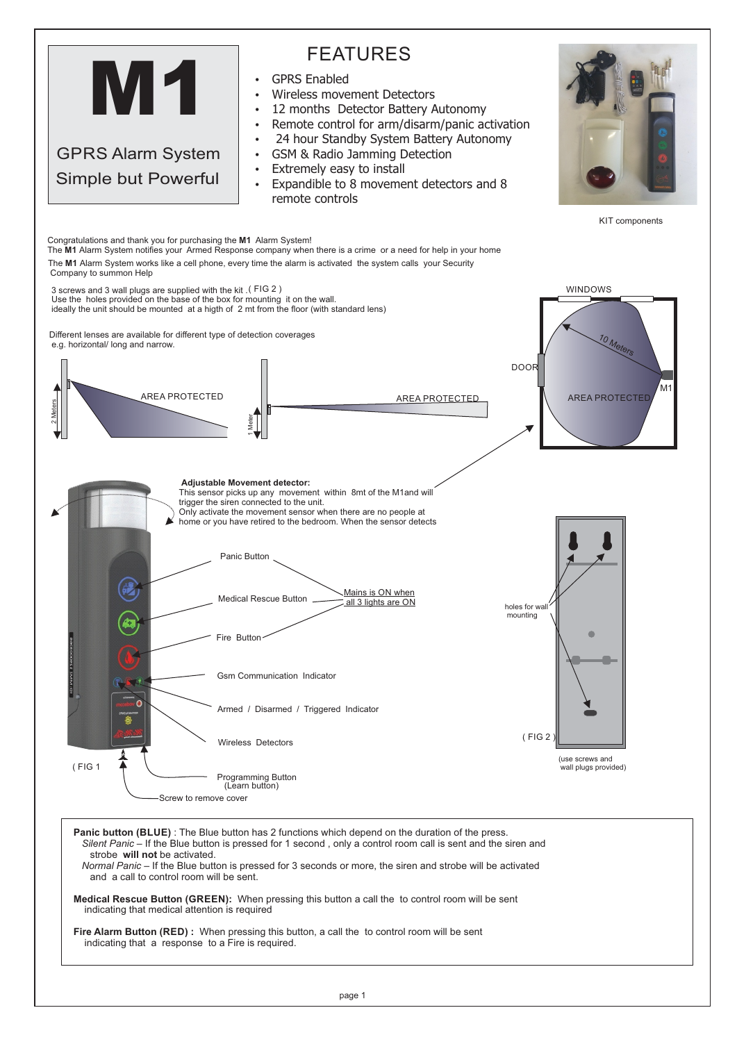# M1

GPRS Alarm System
Simple but Powerful

## FEATURES

- GPRS Enabled
- Wireless movement Detectors
- 12 months Detector Battery Autonomy
- Remote control for arm/disarm/panic activation
- 24 hour Standby System Battery Autonomy
- GSM & Radio Jamming Detection
- Extremely easy to install
- Expandible to 8 movement detectors and 8 remote controls

KIT components

Congratulations and thank you for purchasing the **M1** Alarm System!
The **M1** Alarm System notifies your Armed Response company when there is a crime or a need for help in your home
The **M1** Alarm System works like a cell phone, every time the alarm is activated the system calls your Security Company to summon Help

3 screws and 3 wall plugs are supplied with the kit .( FIG 2 )
Use the holes provided on the base of the box for mounting it on the wall.
ideally the unit should be mounted at a higth of 2 mt from the floor (with standard lens)

Different lenses are available for different type of detection coverages
e.g. horizontal/ long and narrow.

2 Meters — AREA PROTECTED

1 Meter — AREA PROTECTED

WINDOWS — DOOR — 10 Meters — AREA PROTECTED — M1

**Adjustable Movement detector:**
This sensor picks up any movement within 8mt of the M1and will trigger the siren connected to the unit.
Only activate the movement sensor when there are no people at home or you have retired to the bedroom. When the sensor detects

- Panic Button
- Medical Rescue Button
- Fire Button
- Mains is ON when all 3 lights are ON
- Gsm Communication Indicator
- Armed / Disarmed / Triggered Indicator
- Wireless Detectors
- Programming Button (Learn button)
- Screw to remove cover

( FIG 1

holes for wall mounting

( FIG 2 )

(use screws and wall plugs provided)

**Panic button (BLUE)** : The Blue button has 2 functions which depend on the duration of the press.
*Silent Panic* – If the Blue button is pressed for 1 second , only a control room call is sent and the siren and strobe **will not** be activated.
*Normal Panic* – If the Blue button is pressed for 3 seconds or more, the siren and strobe will be activated and a call to control room will be sent.

**Medical Rescue Button (GREEN):** When pressing this button a call the to control room will be sent indicating that medical attention is required

**Fire Alarm Button (RED) :** When pressing this button, a call the to control room will be sent indicating that a response to a Fire is required.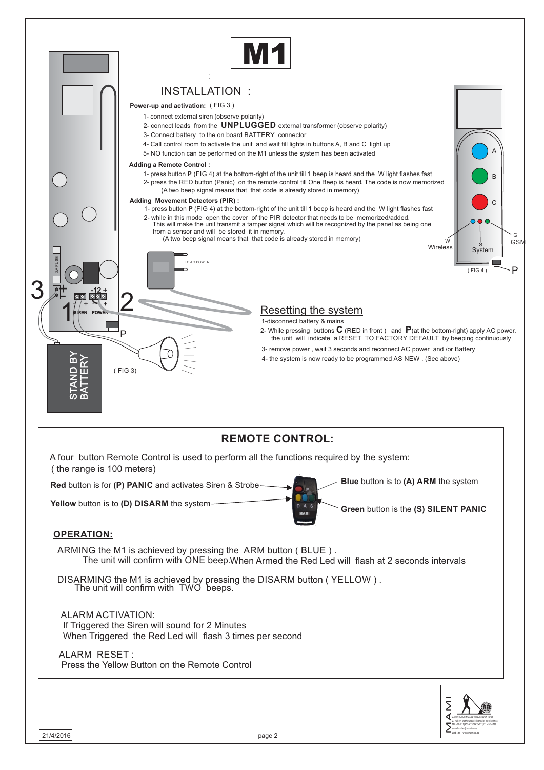# M1

## INSTALLATION :

**Power-up and activation:** ( FIG 3 )

1- connect external siren (observe polarity)
2- connect leads from the **UNPLUGGED** external transformer (observe polarity)
3- Connect battery to the on board BATTERY connector
4- Call control room to activate the unit and wait till lights in buttons A, B and C light up
5- NO function can be performed on the M1 unless the system has been activated

**Adding a Remote Control :**

1- press button **P** (FIG 4) at the bottom-right of the unit till 1 beep is heard and the W light flashes fast
2- press the RED button (Panic) on the remote control till One Beep is heard. The code is now memorized
(A two beep signal means that that code is already stored in memory)

**Adding Movement Detectors (PIR) :**

1- press button **P** (FIG 4) at the bottom-right of the unit till 1 beep is heard and the W light flashes fast
2- while in this mode open the cover of the PIR detector that needs to be memorized/added.
This will make the unit transmit a tamper signal which will be recognized by the panel as being one from a sensor and will be stored it in memory.
(A two beep signal means that that code is already stored in memory)

A
B
C
W Wireless
S System
G GSM
P
( FIG 4 )

2A FUSE
3
1
2
SIREN
POWER
-12 +
TO AC POWER
P
STAND BY BATTERY
( FIG 3 )

## Resetting the system

1-disconnect battery & mains
2- While pressing buttons **C** (RED in front ) and **P**(at the bottom-right) apply AC power. the unit will indicate a RESET TO FACTORY DEFAULT by beeping continuously
3- remove power , wait 3 seconds and reconnect AC power and /or Battery
4- the system is now ready to be programmed AS NEW . (See above)

## REMOTE CONTROL:

A four button Remote Control is used to perform all the functions required by the system:
( the range is 100 meters)

**Red** button is for **(P) PANIC** and activates Siren & Strobe

**Yellow** button is to **(D) DISARM** the system

**Blue** button is to **(A) ARM** the system

**Green** button is the **(S) SILENT PANIC**

### OPERATION:

ARMING the M1 is achieved by pressing the ARM button ( BLUE ) .
The unit will confirm with ONE beep.When Armed the Red Led will flash at 2 seconds intervals

DISARMING the M1 is achieved by pressing the DISARM button ( YELLOW ) .
The unit will confirm with TWO beeps.

ALARM ACTIVATION:
If Triggered the Siren will sound for 2 Minutes
When Triggered the Red Led will flash 3 times per second

ALARM RESET :
Press the Yellow Button on the Remote Control

21/4/2016